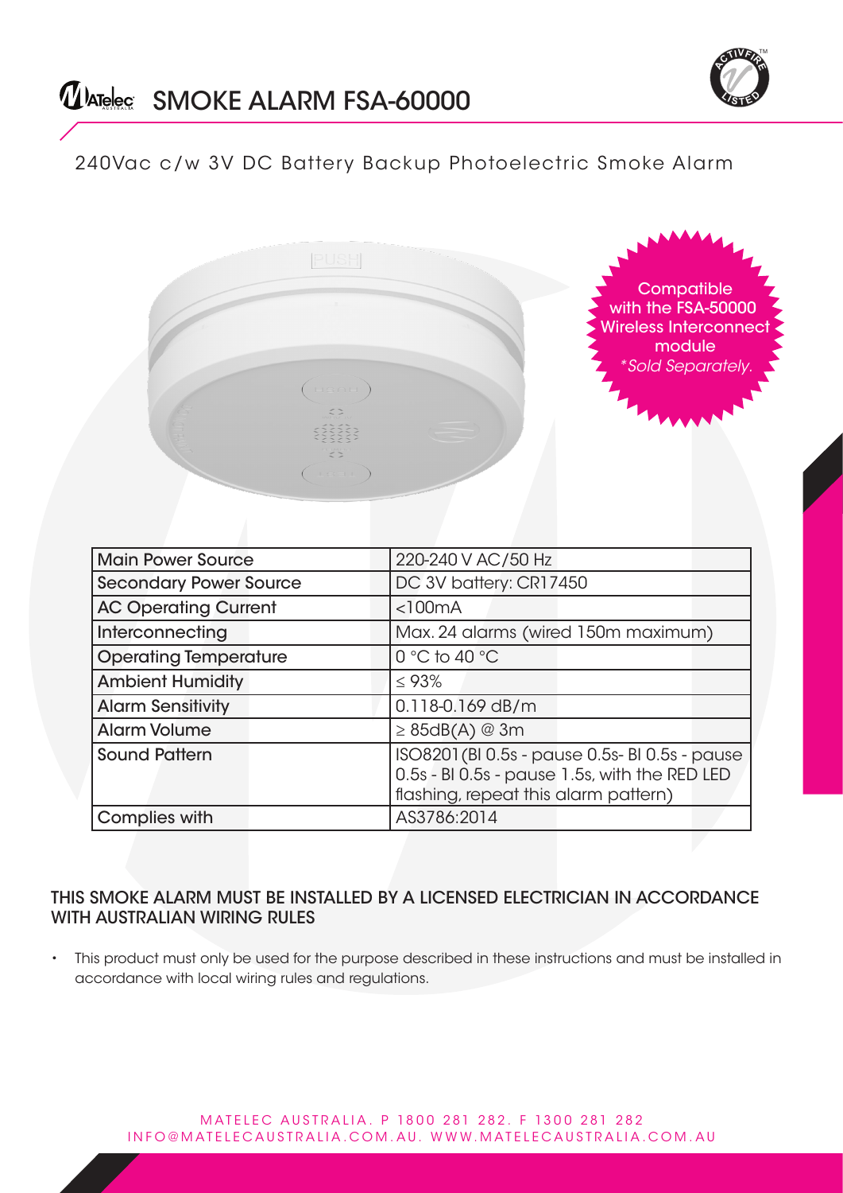# SMOKE ALARM FSA-60000

240Vac c/w 3V DC Battery Backup Photoelectric Smoke Alarm

Compatible with the FSA-50000 Wireless Interconnect module
*\*Sold Separately.*

| Main Power Source | 220-240 V AC/50 Hz |
|---|---|
| Secondary Power Source | DC 3V battery: CR17450 |
| AC Operating Current | <100mA |
| Interconnecting | Max. 24 alarms (wired 150m maximum) |
| Operating Temperature | 0 °C to 40 °C |
| Ambient Humidity | ≤ 93% |
| Alarm Sensitivity | 0.118-0.169 dB/m |
| Alarm Volume | ≥ 85dB(A) @ 3m |
| Sound Pattern | ISO8201(Bl 0.5s - pause 0.5s- Bl 0.5s - pause 0.5s - Bl 0.5s - pause 1.5s, with the RED LED flashing, repeat this alarm pattern) |
| Complies with | AS3786:2014 |

## THIS SMOKE ALARM MUST BE INSTALLED BY A LICENSED ELECTRICIAN IN ACCORDANCE WITH AUSTRALIAN WIRING RULES

- This product must only be used for the purpose described in these instructions and must be installed in accordance with local wiring rules and regulations.

MATELEC AUSTRALIA. P 1800 281 282. F 1300 281 282
INFO@MATELECAUSTRALIA.COM.AU. WWW.MATELECAUSTRALIA.COM.AU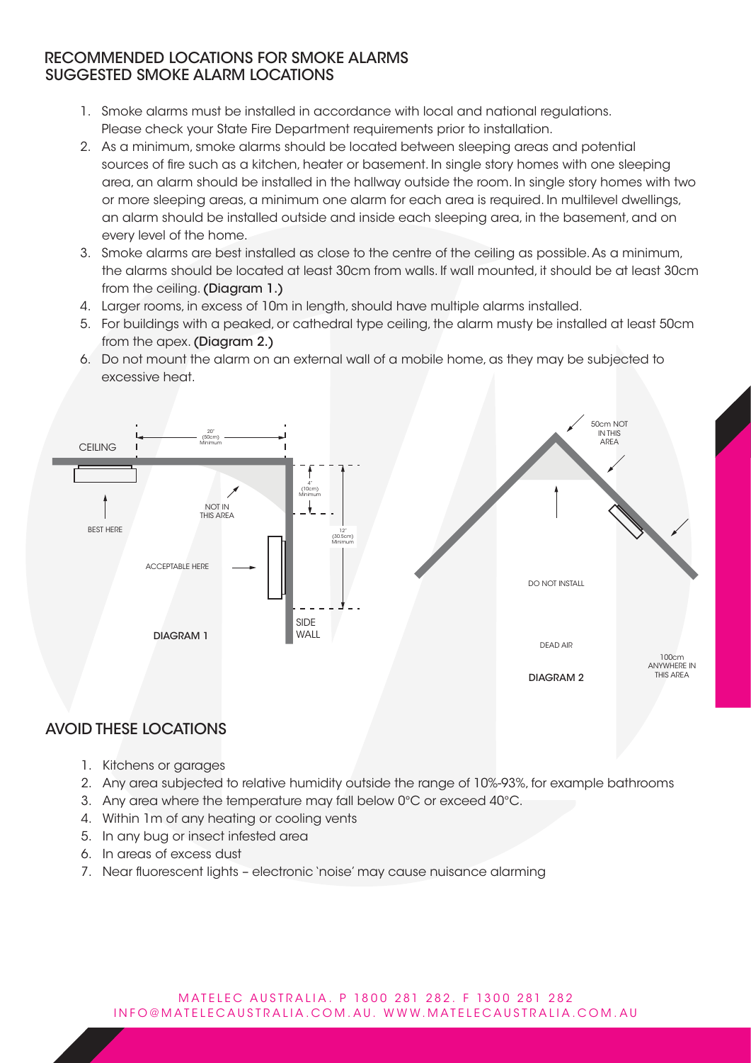## RECOMMENDED LOCATIONS FOR SMOKE ALARMS
## SUGGESTED SMOKE ALARM LOCATIONS

1. Smoke alarms must be installed in accordance with local and national regulations. Please check your State Fire Department requirements prior to installation.
2. As a minimum, smoke alarms should be located between sleeping areas and potential sources of fire such as a kitchen, heater or basement. In single story homes with one sleeping area, an alarm should be installed in the hallway outside the room. In single story homes with two or more sleeping areas, a minimum one alarm for each area is required. In multilevel dwellings, an alarm should be installed outside and inside each sleeping area, in the basement, and on every level of the home.
3. Smoke alarms are best installed as close to the centre of the ceiling as possible. As a minimum, the alarms should be located at least 30cm from walls. If wall mounted, it should be at least 30cm from the ceiling. **(Diagram 1.)**
4. Larger rooms, in excess of 10m in length, should have multiple alarms installed.
5. For buildings with a peaked, or cathedral type ceiling, the alarm musty be installed at least 50cm from the apex. **(Diagram 2.)**
6. Do not mount the alarm on an external wall of a mobile home, as they may be subjected to excessive heat.

CEILING — 20" (50cm) Minimum — 4" (10cm) Minimum — 12" (30.5cm) Minimum — BEST HERE — NOT IN THIS AREA — ACCEPTABLE HERE — SIDE WALL

DIAGRAM 1

50cm NOT IN THIS AREA — DO NOT INSTALL — DEAD AIR — 100cm ANYWHERE IN THIS AREA

DIAGRAM 2

## AVOID THESE LOCATIONS

1. Kitchens or garages
2. Any area subjected to relative humidity outside the range of 10%-93%, for example bathrooms
3. Any area where the temperature may fall below 0°C or exceed 40°C.
4. Within 1m of any heating or cooling vents
5. In any bug or insect infested area
6. In areas of excess dust
7. Near fluorescent lights – electronic 'noise' may cause nuisance alarming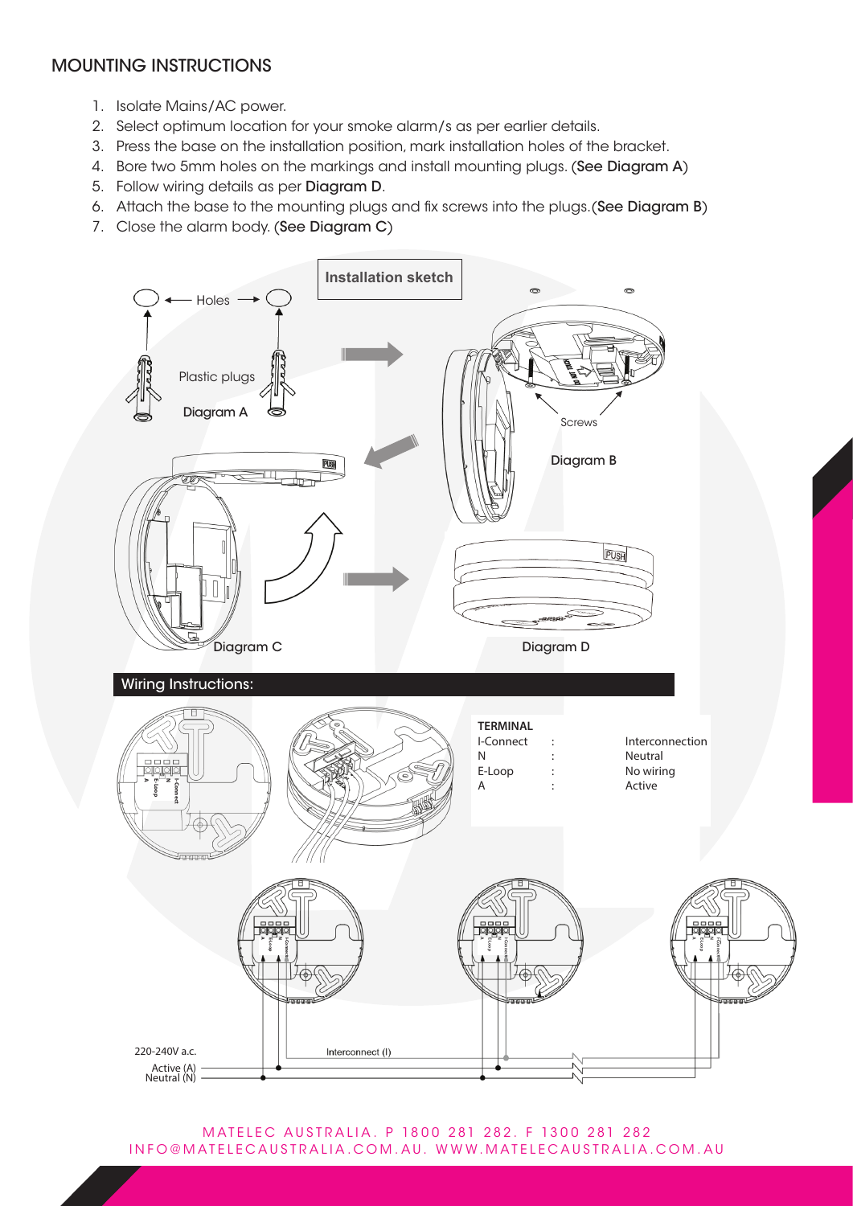## MOUNTING INSTRUCTIONS

1. Isolate Mains/AC power.
2. Select optimum location for your smoke alarm/s as per earlier details.
3. Press the base on the installation position, mark installation holes of the bracket.
4. Bore two 5mm holes on the markings and install mounting plugs. (See Diagram A)
5. Follow wiring details as per Diagram D.
6. Attach the base to the mounting plugs and fix screws into the plugs.(See Diagram B)
7. Close the alarm body. (See Diagram C)

Installation sketch

Holes

Plastic plugs

Diagram A

Screws

Diagram B

Diagram C

Diagram D

### Wiring Instructions:

| TERMINAL | | |
|---|---|---|
| I-Connect | : | Interconnection |
| N | : | Neutral |
| E-Loop | : | No wiring |
| A | : | Active |

220-240V a.c.

Active (A)

Neutral (N)

Interconnect (I)

MATELEC AUSTRALIA. P 1800 281 282. F 1300 281 282
INFO@MATELECAUSTRALIA.COM.AU. WWW.MATELECAUSTRALIA.COM.AU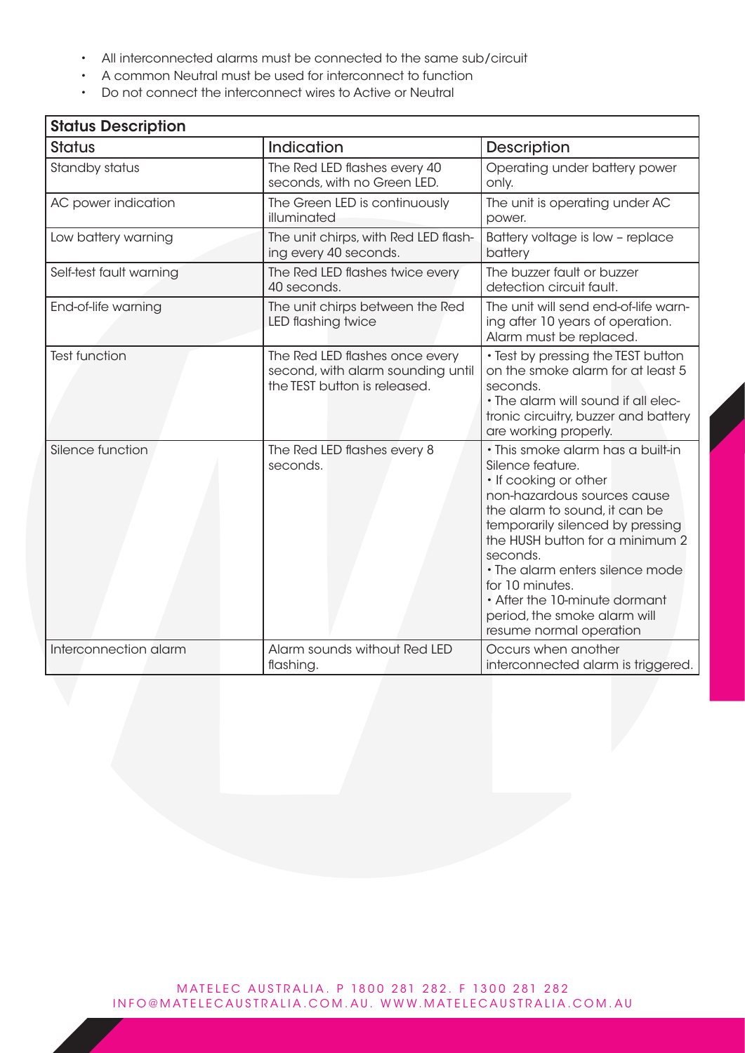- All interconnected alarms must be connected to the same sub/circuit
- A common Neutral must be used for interconnect to function
- Do not connect the interconnect wires to Active or Neutral

| Status Description | | |
|---|---|---|
| **Status** | **Indication** | **Description** |
| Standby status | The Red LED flashes every 40 seconds, with no Green LED. | Operating under battery power only. |
| AC power indication | The Green LED is continuously illuminated | The unit is operating under AC power. |
| Low battery warning | The unit chirps, with Red LED flashing every 40 seconds. | Battery voltage is low – replace battery |
| Self-test fault warning | The Red LED flashes twice every 40 seconds. | The buzzer fault or buzzer detection circuit fault. |
| End-of-life warning | The unit chirps between the Red LED flashing twice | The unit will send end-of-life warning after 10 years of operation. Alarm must be replaced. |
| Test function | The Red LED flashes once every second, with alarm sounding until the TEST button is released. | • Test by pressing the TEST button on the smoke alarm for at least 5 seconds.<br>• The alarm will sound if all electronic circuitry, buzzer and battery are working properly. |
| Silence function | The Red LED flashes every 8 seconds. | • This smoke alarm has a built-in Silence feature.<br>• If cooking or other non-hazardous sources cause the alarm to sound, it can be temporarily silenced by pressing the HUSH button for a minimum 2 seconds.<br>• The alarm enters silence mode for 10 minutes.<br>• After the 10-minute dormant period, the smoke alarm will resume normal operation |
| Interconnection alarm | Alarm sounds without Red LED flashing. | Occurs when another interconnected alarm is triggered. |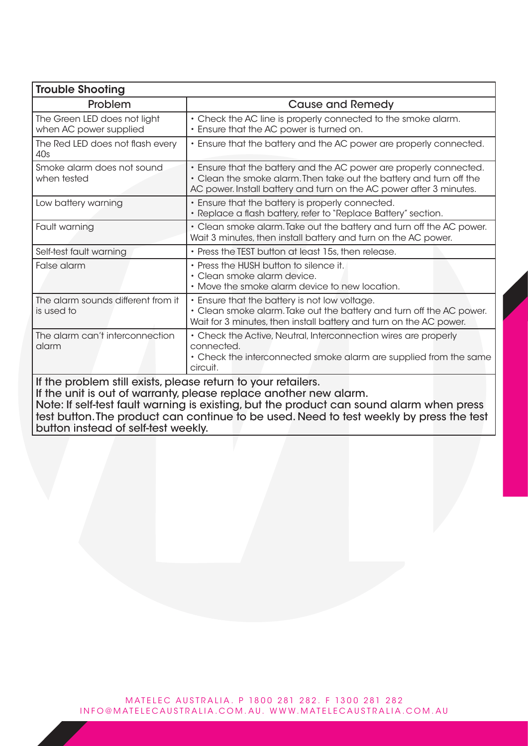## Trouble Shooting

| Problem | Cause and Remedy |
|---|---|
| The Green LED does not light when AC power supplied | • Check the AC line is properly connected to the smoke alarm.<br>• Ensure that the AC power is turned on. |
| The Red LED does not flash every 40s | • Ensure that the battery and the AC power are properly connected. |
| Smoke alarm does not sound when tested | • Ensure that the battery and the AC power are properly connected.<br>• Clean the smoke alarm. Then take out the battery and turn off the AC power. Install battery and turn on the AC power after 3 minutes. |
| Low battery warning | • Ensure that the battery is properly connected.<br>• Replace a flash battery, refer to "Replace Battery" section. |
| Fault warning | • Clean smoke alarm. Take out the battery and turn off the AC power. Wait 3 minutes, then install battery and turn on the AC power. |
| Self-test fault warning | • Press the TEST button at least 15s, then release. |
| False alarm | • Press the HUSH button to silence it.<br>• Clean smoke alarm device.<br>• Move the smoke alarm device to new location. |
| The alarm sounds different from it is used to | • Ensure that the battery is not low voltage.<br>• Clean smoke alarm. Take out the battery and turn off the AC power. Wait for 3 minutes, then install battery and turn on the AC power. |
| The alarm can't interconnection alarm | • Check the Active, Neutral, Interconnection wires are properly connected.<br>• Check the interconnected smoke alarm are supplied from the same circuit. |

If the problem still exists, please return to your retailers.
If the unit is out of warranty, please replace another new alarm.
Note: If self-test fault warning is existing, but the product can sound alarm when press test button. The product can continue to be used. Need to test weekly by press the test button instead of self-test weekly.

MATELEC AUSTRALIA. P 1800 281 282. F 1300 281 282
INFO@MATELECAUSTRALIA.COM.AU. WWW.MATELECAUSTRALIA.COM.AU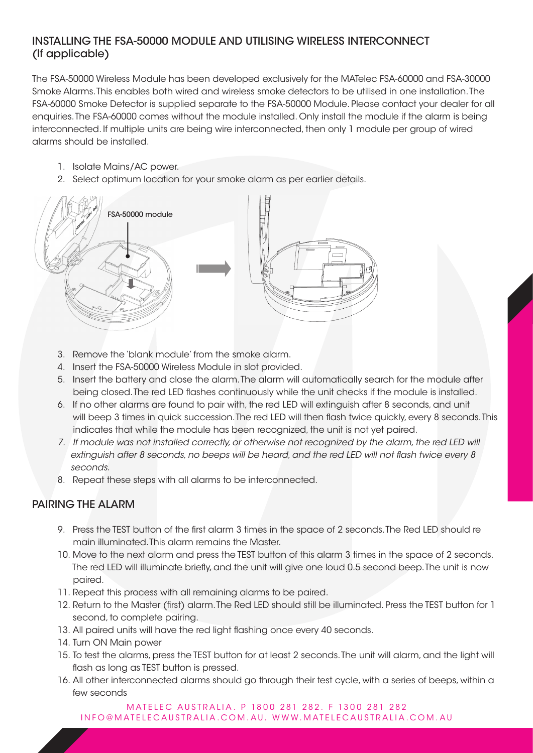## INSTALLING THE FSA-50000 MODULE AND UTILISING WIRELESS INTERCONNECT (If applicable)

The FSA-50000 Wireless Module has been developed exclusively for the MATelec FSA-60000 and FSA-30000 Smoke Alarms. This enables both wired and wireless smoke detectors to be utilised in one installation. The FSA-60000 Smoke Detector is supplied separate to the FSA-50000 Module. Please contact your dealer for all enquiries. The FSA-60000 comes without the module installed. Only install the module if the alarm is being interconnected. If multiple units are being wire interconnected, then only 1 module per group of wired alarms should be installed.

1. Isolate Mains/AC power.
2. Select optimum location for your smoke alarm as per earlier details.

FSA-50000 module

3. Remove the 'blank module' from the smoke alarm.
4. Insert the FSA-50000 Wireless Module in slot provided.
5. Insert the battery and close the alarm. The alarm will automatically search for the module after being closed. The red LED flashes continuously while the unit checks if the module is installed.
6. If no other alarms are found to pair with, the red LED will extinguish after 8 seconds, and unit will beep 3 times in quick succession. The red LED will then flash twice quickly, every 8 seconds. This indicates that while the module has been recognized, the unit is not yet paired.
7. *If module was not installed correctly, or otherwise not recognized by the alarm, the red LED will extinguish after 8 seconds, no beeps will be heard, and the red LED will not flash twice every 8 seconds.*
8. Repeat these steps with all alarms to be interconnected.

## PAIRING THE ALARM

9. Press the TEST button of the first alarm 3 times in the space of 2 seconds. The Red LED should re main illuminated. This alarm remains the Master.
10. Move to the next alarm and press the TEST button of this alarm 3 times in the space of 2 seconds. The red LED will illuminate briefly, and the unit will give one loud 0.5 second beep. The unit is now paired.
11. Repeat this process with all remaining alarms to be paired.
12. Return to the Master (first) alarm. The Red LED should still be illuminated. Press the TEST button for 1 second, to complete pairing.
13. All paired units will have the red light flashing once every 40 seconds.
14. Turn ON Main power
15. To test the alarms, press the TEST button for at least 2 seconds. The unit will alarm, and the light will flash as long as TEST button is pressed.
16. All other interconnected alarms should go through their test cycle, with a series of beeps, within a few seconds

MATELEC AUSTRALIA. P 1800 281 282. F 1300 281 282
INFO@MATELECAUSTRALIA.COM.AU. WWW.MATELECAUSTRALIA.COM.AU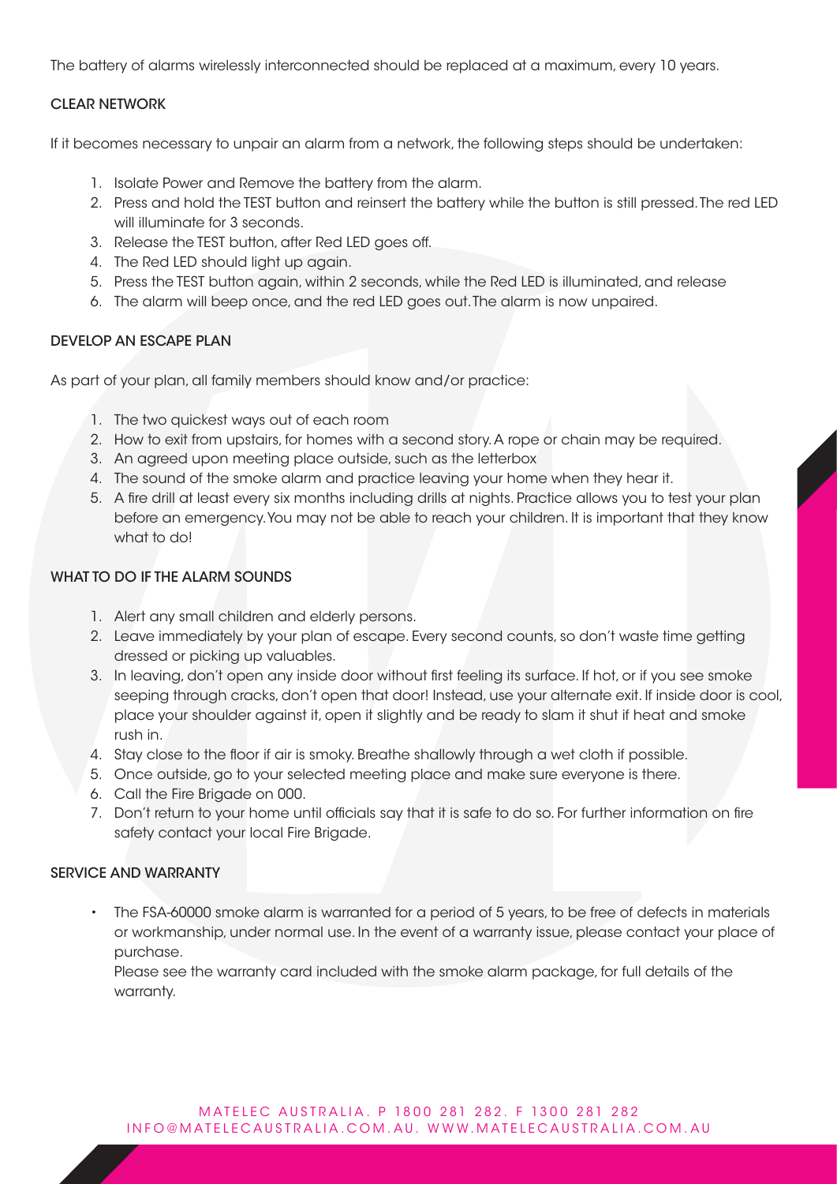The battery of alarms wirelessly interconnected should be replaced at a maximum, every 10 years.

## CLEAR NETWORK

If it becomes necessary to unpair an alarm from a network, the following steps should be undertaken:

1. Isolate Power and Remove the battery from the alarm.
2. Press and hold the TEST button and reinsert the battery while the button is still pressed. The red LED will illuminate for 3 seconds.
3. Release the TEST button, after Red LED goes off.
4. The Red LED should light up again.
5. Press the TEST button again, within 2 seconds, while the Red LED is illuminated, and release
6. The alarm will beep once, and the red LED goes out. The alarm is now unpaired.

## DEVELOP AN ESCAPE PLAN

As part of your plan, all family members should know and/or practice:

1. The two quickest ways out of each room
2. How to exit from upstairs, for homes with a second story. A rope or chain may be required.
3. An agreed upon meeting place outside, such as the letterbox
4. The sound of the smoke alarm and practice leaving your home when they hear it.
5. A fire drill at least every six months including drills at nights. Practice allows you to test your plan before an emergency. You may not be able to reach your children. It is important that they know what to do!

## WHAT TO DO IF THE ALARM SOUNDS

1. Alert any small children and elderly persons.
2. Leave immediately by your plan of escape. Every second counts, so don't waste time getting dressed or picking up valuables.
3. In leaving, don't open any inside door without first feeling its surface. If hot, or if you see smoke seeping through cracks, don't open that door! Instead, use your alternate exit. If inside door is cool, place your shoulder against it, open it slightly and be ready to slam it shut if heat and smoke rush in.
4. Stay close to the floor if air is smoky. Breathe shallowly through a wet cloth if possible.
5. Once outside, go to your selected meeting place and make sure everyone is there.
6. Call the Fire Brigade on 000.
7. Don't return to your home until officials say that it is safe to do so. For further information on fire safety contact your local Fire Brigade.

## SERVICE AND WARRANTY

- The FSA-60000 smoke alarm is warranted for a period of 5 years, to be free of defects in materials or workmanship, under normal use. In the event of a warranty issue, please contact your place of purchase.

  Please see the warranty card included with the smoke alarm package, for full details of the warranty.

MATELEC AUSTRALIA. P 1800 281 282. F 1300 281 282
INFO@MATELECAUSTRALIA.COM.AU. WWW.MATELECAUSTRALIA.COM.AU